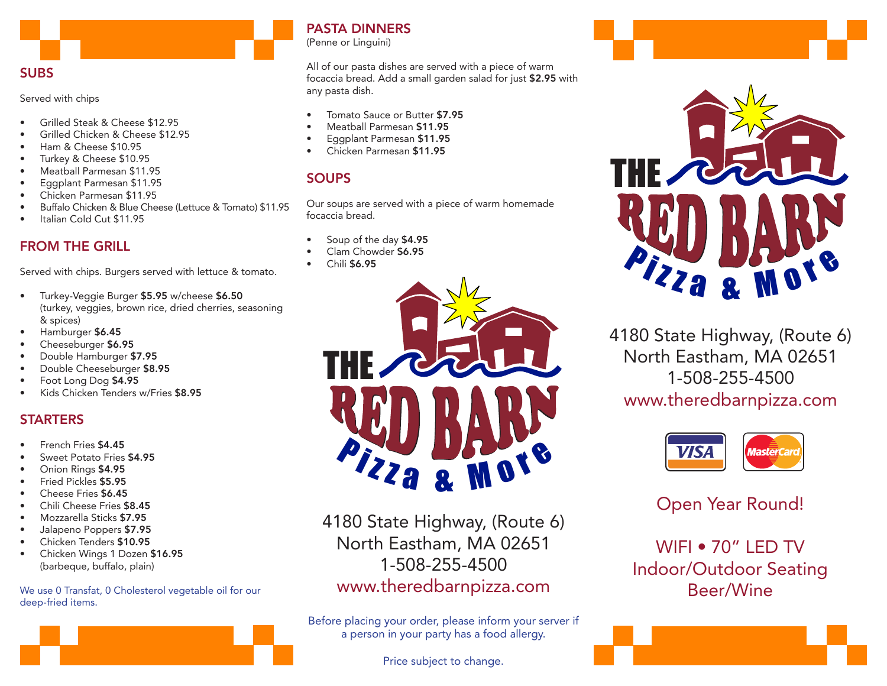## SUBS

Served with chips

- Grilled Steak & Cheese $12.95
- Grilled Chicken & Cheese $12.95
- Ham & Cheese $10.95
- Turkey & Cheese $10.95
- Meatball Parmesan $11.95
- Eggplant Parmesan $11.95
- Chicken Parmesan $11.95
- Buffalo Chicken & Blue Cheese (Lettuce & Tomato) $11.95
- Italian Cold Cut $11.95

## FROM THE GRILL

Served with chips. Burgers served with lettuce & tomato.

- Turkey-Veggie Burger **$5.95** w/cheese **$6.50** (turkey, veggies, brown rice, dried cherries, seasoning & spices)
- Hamburger **$6.45**
- Cheeseburger **$6.95**
- Double Hamburger **$7.95**
- Double Cheeseburger **$8.95**
- Foot Long Dog **$4.95**
- Kids Chicken Tenders w/Fries **$8.95**

## STARTERS

- French Fries **$4.45**
- Sweet Potato Fries **$4.95**
- Onion Rings **$4.95**
- Fried Pickles **$5.95**
- Cheese Fries **$6.45**
- Chili Cheese Fries **$8.45**
- Mozzarella Sticks **$7.95**
- Jalapeno Poppers **$7.95**
- Chicken Tenders **$10.95**
- Chicken Wings 1 Dozen **$16.95** (barbeque, buffalo, plain)

We use 0 Transfat, 0 Cholesterol vegetable oil for our deep-fried items.

## PASTA DINNERS

(Penne or Linguini)

All of our pasta dishes are served with a piece of warm focaccia bread. Add a small garden salad for just **$2.95** with any pasta dish.

- Tomato Sauce or Butter **$7.95**
- Meatball Parmesan **$11.95**
- Eggplant Parmesan **$11.95**
- Chicken Parmesan **$11.95**

## SOUPS

Our soups are served with a piece of warm homemade focaccia bread.

- Soup of the day **$4.95**
- Clam Chowder **$6.95**
- Chili **$6.95**

THE RED BARN Pizza & More

4180 State Highway, (Route 6)
North Eastham, MA 02651
1-508-255-4500
www.theredbarnpizza.com

Before placing your order, please inform your server if a person in your party has a food allergy.

Price subject to change.

THE RED BARN Pizza & More

4180 State Highway, (Route 6)
North Eastham, MA 02651
1-508-255-4500
www.theredbarnpizza.com

VISA MasterCard

Open Year Round!

WIFI • 70" LED TV
Indoor/Outdoor Seating
Beer/Wine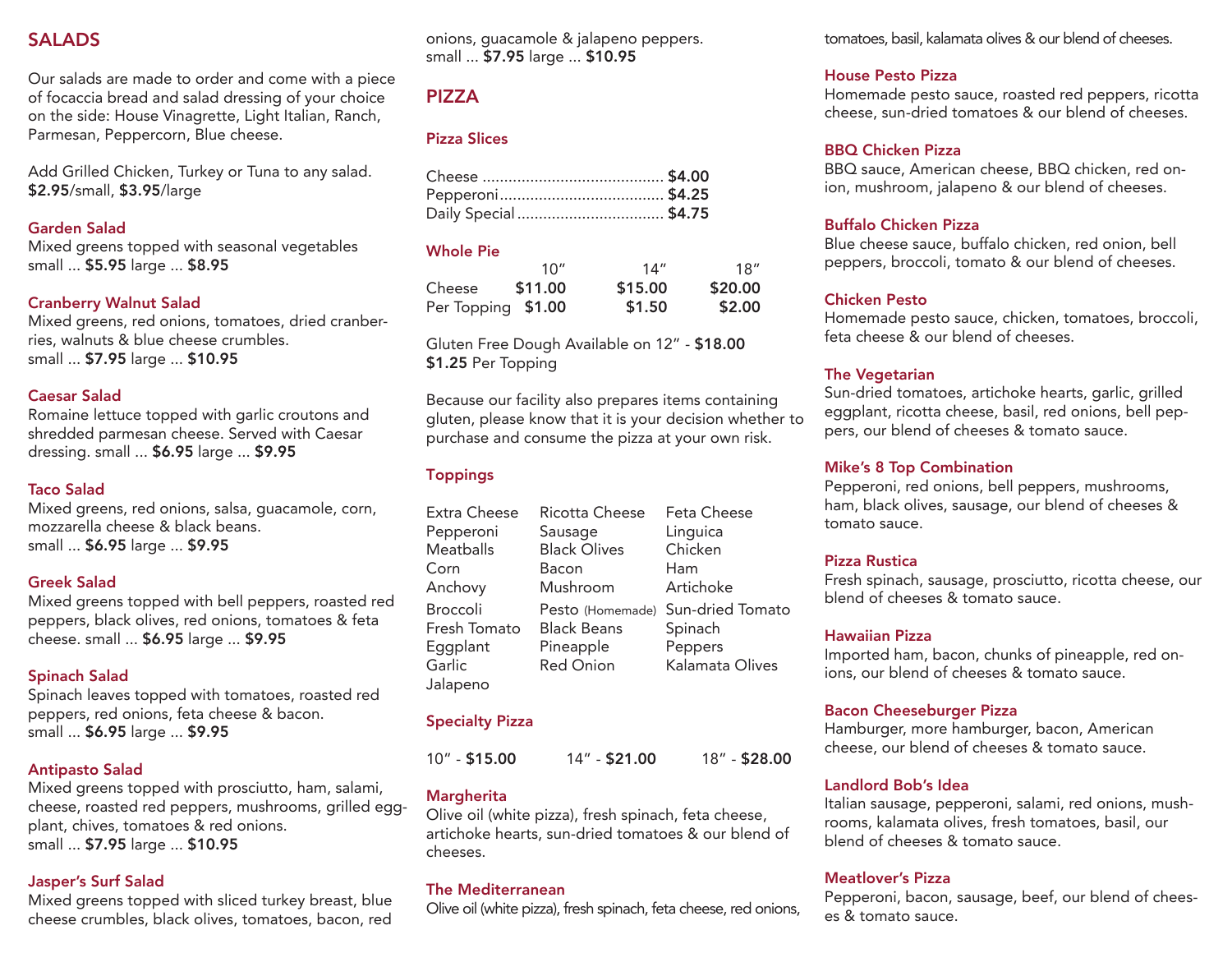## SALADS

Our salads are made to order and come with a piece of focaccia bread and salad dressing of your choice on the side: House Vinagrette, Light Italian, Ranch, Parmesan, Peppercorn, Blue cheese.

Add Grilled Chicken, Turkey or Tuna to any salad. **$2.95**/small, **$3.95**/large

### Garden Salad

Mixed greens topped with seasonal vegetables
small ... **$5.95** large ... **$8.95**

### Cranberry Walnut Salad

Mixed greens, red onions, tomatoes, dried cranberries, walnuts & blue cheese crumbles.
small ... **$7.95** large ... **$10.95**

### Caesar Salad

Romaine lettuce topped with garlic croutons and shredded parmesan cheese. Served with Caesar dressing. small ... **$6.95** large ... **$9.95**

### Taco Salad

Mixed greens, red onions, salsa, guacamole, corn, mozzarella cheese & black beans.
small ... **$6.95** large ... **$9.95**

### Greek Salad

Mixed greens topped with bell peppers, roasted red peppers, black olives, red onions, tomatoes & feta cheese. small ... **$6.95** large ... **$9.95**

### Spinach Salad

Spinach leaves topped with tomatoes, roasted red peppers, red onions, feta cheese & bacon.
small ... **$6.95** large ... **$9.95**

### Antipasto Salad

Mixed greens topped with prosciutto, ham, salami, cheese, roasted red peppers, mushrooms, grilled eggplant, chives, tomatoes & red onions.
small ... **$7.95** large ... **$10.95**

### Jasper's Surf Salad

Mixed greens topped with sliced turkey breast, blue cheese crumbles, black olives, tomatoes, bacon, red onions, guacamole & jalapeno peppers.
small ... **$7.95** large ... **$10.95**

## PIZZA

### Pizza Slices

Cheese .......................................... **$4.00**
Pepperoni...................................... **$4.25**
Daily Special.................................. **$4.75**

### Whole Pie

| | 10″ | 14″ | 18″ |
|---|---|---|---|
| Cheese | **$11.00** | **$15.00** | **$20.00** |
| Per Topping | **$1.00** | **$1.50** | **$2.00** |

Gluten Free Dough Available on 12″ - **$18.00**
**$1.25** Per Topping

Because our facility also prepares items containing gluten, please know that it is your decision whether to purchase and consume the pizza at your own risk.

### Toppings

| | | |
|---|---|---|
| Extra Cheese | Ricotta Cheese | Feta Cheese |
| Pepperoni | Sausage | Linguica |
| Meatballs | Black Olives | Chicken |
| Corn | Bacon | Ham |
| Anchovy | Mushroom | Artichoke |
| Broccoli | Pesto (Homemade) | Sun-dried Tomato |
| Fresh Tomato | Black Beans | Spinach |
| Eggplant | Pineapple | Peppers |
| Garlic | Red Onion | Kalamata Olives |
| Jalapeno | | |

### Specialty Pizza

10″ - **$15.00** 14″ - **$21.00** 18″ - **$28.00**

### Margherita

Olive oil (white pizza), fresh spinach, feta cheese, artichoke hearts, sun-dried tomatoes & our blend of cheeses.

### The Mediterranean

Olive oil (white pizza), fresh spinach, feta cheese, red onions, tomatoes, basil, kalamata olives & our blend of cheeses.

### House Pesto Pizza

Homemade pesto sauce, roasted red peppers, ricotta cheese, sun-dried tomatoes & our blend of cheeses.

### BBQ Chicken Pizza

BBQ sauce, American cheese, BBQ chicken, red onion, mushroom, jalapeno & our blend of cheeses.

### Buffalo Chicken Pizza

Blue cheese sauce, buffalo chicken, red onion, bell peppers, broccoli, tomato & our blend of cheeses.

### Chicken Pesto

Homemade pesto sauce, chicken, tomatoes, broccoli, feta cheese & our blend of cheeses.

### The Vegetarian

Sun-dried tomatoes, artichoke hearts, garlic, grilled eggplant, ricotta cheese, basil, red onions, bell peppers, our blend of cheeses & tomato sauce.

### Mike's 8 Top Combination

Pepperoni, red onions, bell peppers, mushrooms, ham, black olives, sausage, our blend of cheeses & tomato sauce.

### Pizza Rustica

Fresh spinach, sausage, prosciutto, ricotta cheese, our blend of cheeses & tomato sauce.

### Hawaiian Pizza

Imported ham, bacon, chunks of pineapple, red onions, our blend of cheeses & tomato sauce.

### Bacon Cheeseburger Pizza

Hamburger, more hamburger, bacon, American cheese, our blend of cheeses & tomato sauce.

### Landlord Bob's Idea

Italian sausage, pepperoni, salami, red onions, mushrooms, kalamata olives, fresh tomatoes, basil, our blend of cheeses & tomato sauce.

### Meatlover's Pizza

Pepperoni, bacon, sausage, beef, our blend of cheeses & tomato sauce.